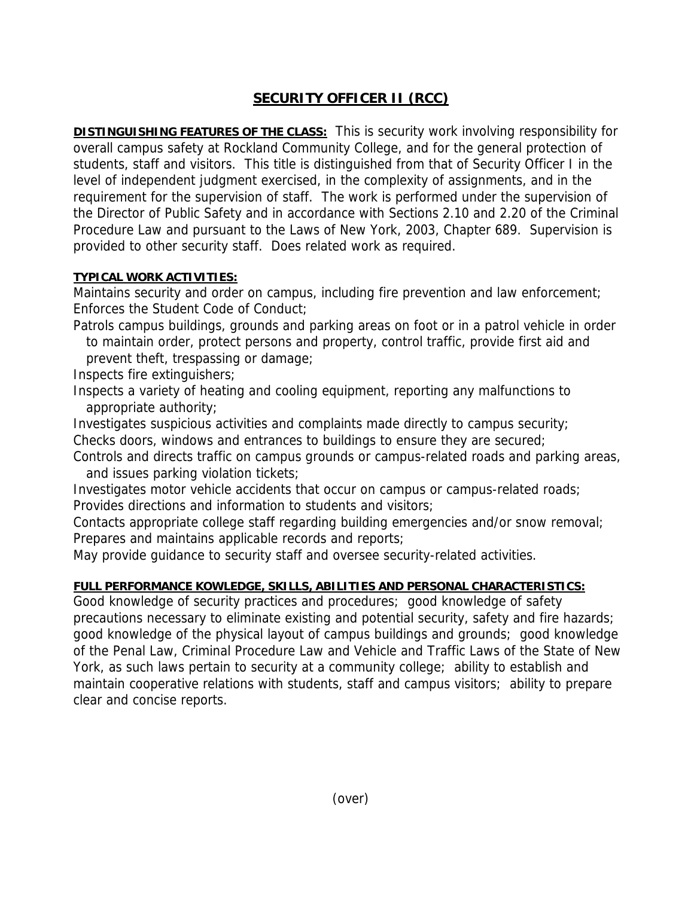# SECURITY OFFICER II (RCC)

**DISTINGUISHING FEATURES OF THE CLASS:** This is security work involving responsibility for overall campus safety at Rockland Community College, and for the general protection of students, staff and visitors. This title is distinguished from that of Security Officer I in the level of independent judgment exercised, in the complexity of assignments, and in the requirement for the supervision of staff. The work is performed under the supervision of the Director of Public Safety and in accordance with Sections 2.10 and 2.20 of the Criminal Procedure Law and pursuant to the Laws of New York, 2003, Chapter 689. Supervision is provided to other security staff. Does related work as required.

**TYPICAL WORK ACTIVITIES:**

Maintains security and order on campus, including fire prevention and law enforcement;
Enforces the Student Code of Conduct;
Patrols campus buildings, grounds and parking areas on foot or in a patrol vehicle in order to maintain order, protect persons and property, control traffic, provide first aid and prevent theft, trespassing or damage;
Inspects fire extinguishers;
Inspects a variety of heating and cooling equipment, reporting any malfunctions to appropriate authority;
Investigates suspicious activities and complaints made directly to campus security;
Checks doors, windows and entrances to buildings to ensure they are secured;
Controls and directs traffic on campus grounds or campus-related roads and parking areas, and issues parking violation tickets;
Investigates motor vehicle accidents that occur on campus or campus-related roads;
Provides directions and information to students and visitors;
Contacts appropriate college staff regarding building emergencies and/or snow removal;
Prepares and maintains applicable records and reports;
May provide guidance to security staff and oversee security-related activities.

**FULL PERFORMANCE KOWLEDGE, SKILLS, ABILITIES AND PERSONAL CHARACTERISTICS:**
Good knowledge of security practices and procedures; good knowledge of safety precautions necessary to eliminate existing and potential security, safety and fire hazards; good knowledge of the physical layout of campus buildings and grounds; good knowledge of the Penal Law, Criminal Procedure Law and Vehicle and Traffic Laws of the State of New York, as such laws pertain to security at a community college; ability to establish and maintain cooperative relations with students, staff and campus visitors; ability to prepare clear and concise reports.

(over)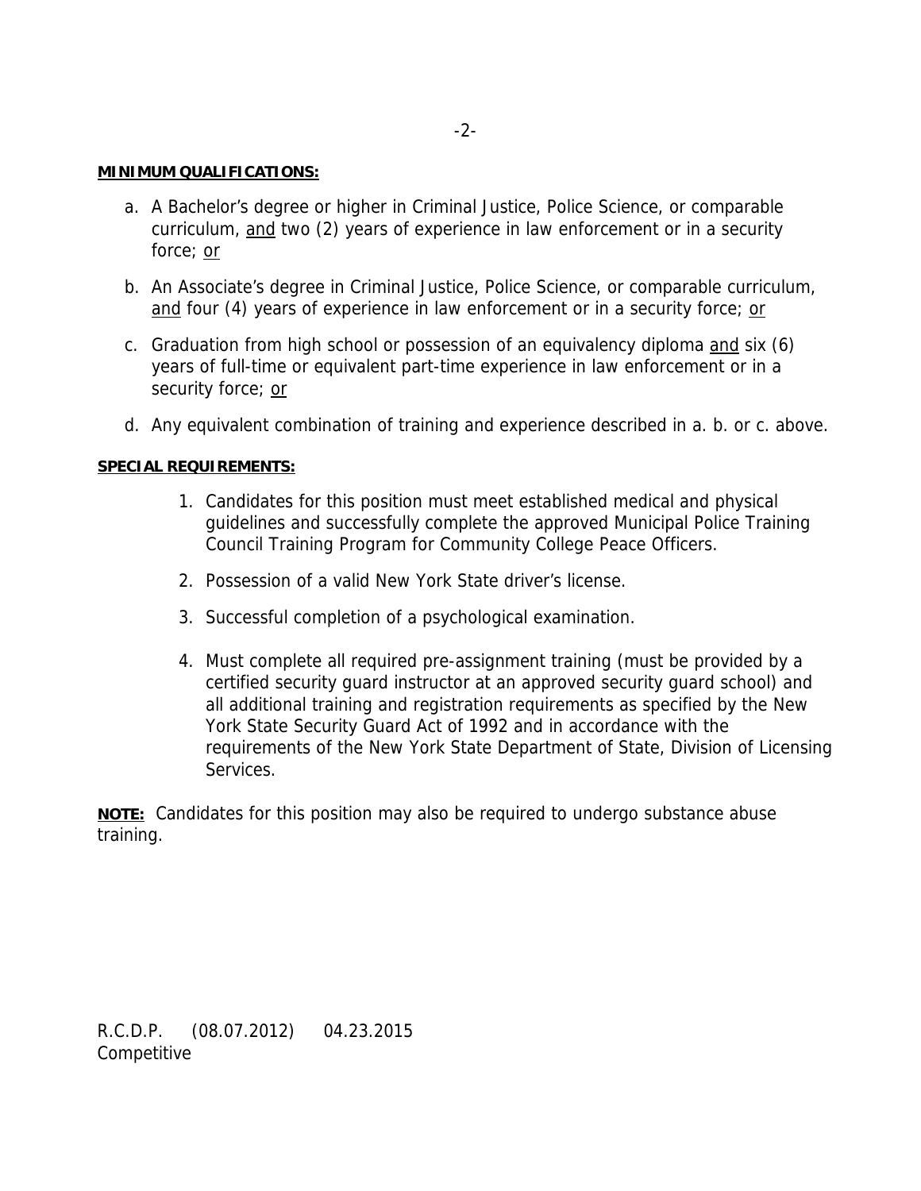**MINIMUM QUALIFICATIONS:**

a. A Bachelor's degree or higher in Criminal Justice, Police Science, or comparable curriculum, <u>and</u> two (2) years of experience in law enforcement or in a security force; <u>or</u>

b. An Associate's degree in Criminal Justice, Police Science, or comparable curriculum, <u>and</u> four (4) years of experience in law enforcement or in a security force; <u>or</u>

c. Graduation from high school or possession of an equivalency diploma <u>and</u> six (6) years of full-time or equivalent part-time experience in law enforcement or in a security force; <u>or</u>

d. Any equivalent combination of training and experience described in a. b. or c. above.

**SPECIAL REQUIREMENTS:**

1. Candidates for this position must meet established medical and physical guidelines and successfully complete the approved Municipal Police Training Council Training Program for Community College Peace Officers.

2. Possession of a valid New York State driver's license.

3. Successful completion of a psychological examination.

4. Must complete all required pre-assignment training (must be provided by a certified security guard instructor at an approved security guard school) and all additional training and registration requirements as specified by the New York State Security Guard Act of 1992 and in accordance with the requirements of the New York State Department of State, Division of Licensing Services.

**NOTE:** Candidates for this position may also be required to undergo substance abuse training.

R.C.D.P. (08.07.2012) 04.23.2015
Competitive